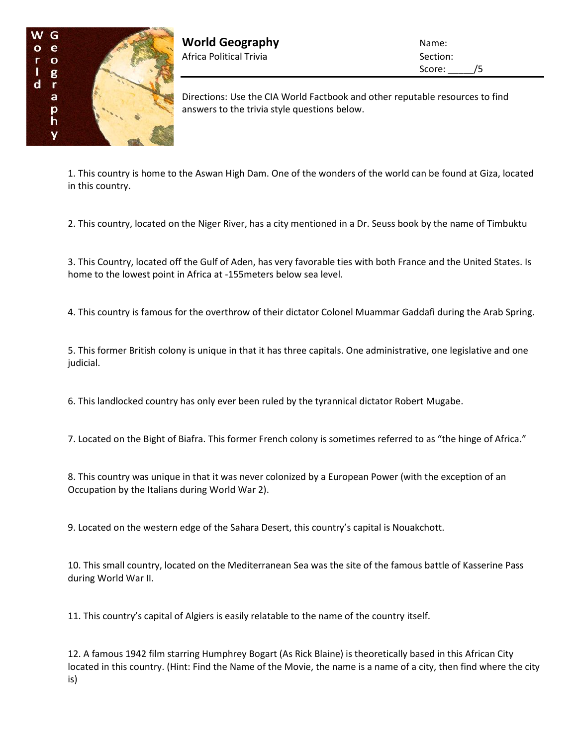# World Geography

Africa Political Trivia

Name:
Section:
Score: _____/5

Directions: Use the CIA World Factbook and other reputable resources to find answers to the trivia style questions below.

1. This country is home to the Aswan High Dam. One of the wonders of the world can be found at Giza, located in this country.

2. This country, located on the Niger River, has a city mentioned in a Dr. Seuss book by the name of Timbuktu

3. This Country, located off the Gulf of Aden, has very favorable ties with both France and the United States. Is home to the lowest point in Africa at -155meters below sea level.

4. This country is famous for the overthrow of their dictator Colonel Muammar Gaddafi during the Arab Spring.

5. This former British colony is unique in that it has three capitals. One administrative, one legislative and one judicial.

6. This landlocked country has only ever been ruled by the tyrannical dictator Robert Mugabe.

7. Located on the Bight of Biafra. This former French colony is sometimes referred to as "the hinge of Africa."

8. This country was unique in that it was never colonized by a European Power (with the exception of an Occupation by the Italians during World War 2).

9. Located on the western edge of the Sahara Desert, this country's capital is Nouakchott.

10. This small country, located on the Mediterranean Sea was the site of the famous battle of Kasserine Pass during World War II.

11. This country's capital of Algiers is easily relatable to the name of the country itself.

12. A famous 1942 film starring Humphrey Bogart (As Rick Blaine) is theoretically based in this African City located in this country. (Hint: Find the Name of the Movie, the name is a name of a city, then find where the city is)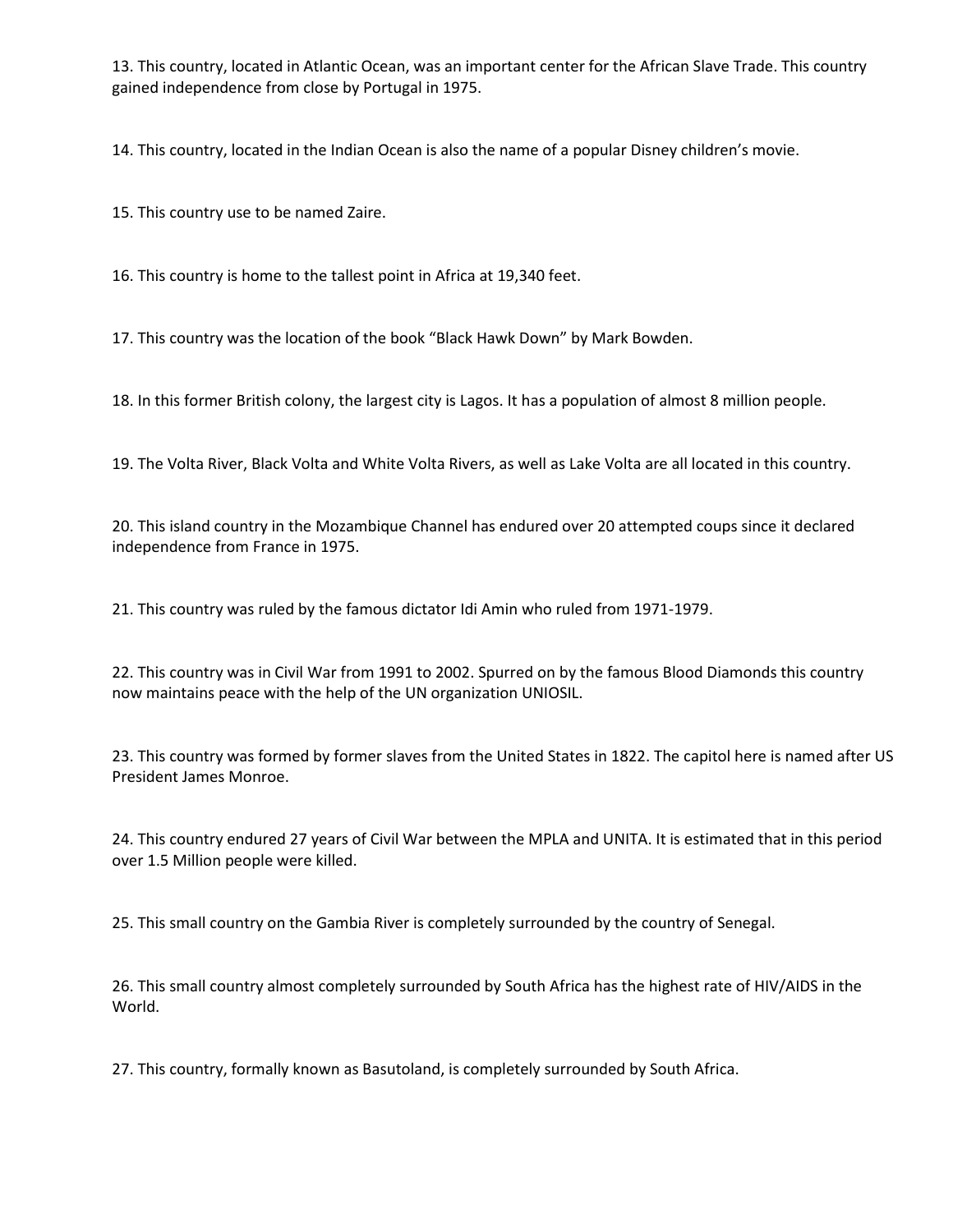13. This country, located in Atlantic Ocean, was an important center for the African Slave Trade. This country gained independence from close by Portugal in 1975.

14. This country, located in the Indian Ocean is also the name of a popular Disney children's movie.

15. This country use to be named Zaire.

16. This country is home to the tallest point in Africa at 19,340 feet.

17. This country was the location of the book "Black Hawk Down" by Mark Bowden.

18. In this former British colony, the largest city is Lagos. It has a population of almost 8 million people.

19. The Volta River, Black Volta and White Volta Rivers, as well as Lake Volta are all located in this country.

20. This island country in the Mozambique Channel has endured over 20 attempted coups since it declared independence from France in 1975.

21. This country was ruled by the famous dictator Idi Amin who ruled from 1971-1979.

22. This country was in Civil War from 1991 to 2002. Spurred on by the famous Blood Diamonds this country now maintains peace with the help of the UN organization UNIOSIL.

23. This country was formed by former slaves from the United States in 1822. The capitol here is named after US President James Monroe.

24. This country endured 27 years of Civil War between the MPLA and UNITA. It is estimated that in this period over 1.5 Million people were killed.

25. This small country on the Gambia River is completely surrounded by the country of Senegal.

26. This small country almost completely surrounded by South Africa has the highest rate of HIV/AIDS in the World.

27. This country, formally known as Basutoland, is completely surrounded by South Africa.